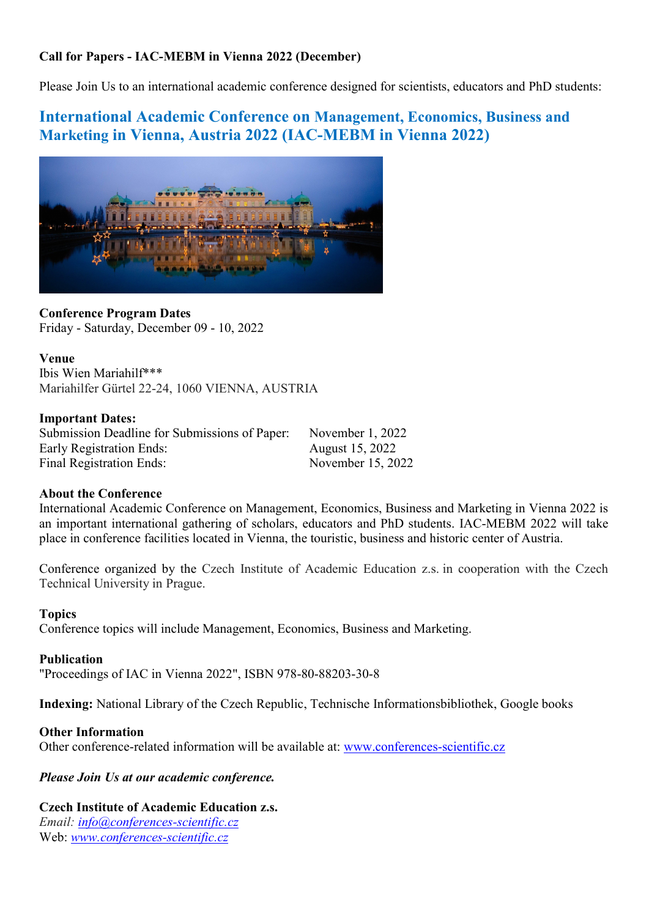**Call for Papers - IAC-MEBM in Vienna 2022 (December)**

Please Join Us to an international academic conference designed for scientists, educators and PhD students:

## International Academic Conference on Management, Economics, Business and Marketing in Vienna, Austria 2022 (IAC-MEBM in Vienna 2022)

**Conference Program Dates**
Friday - Saturday, December 09 - 10, 2022

**Venue**
Ibis Wien Mariahilf***
Mariahilfer Gürtel 22-24, 1060 VIENNA, AUSTRIA

**Important Dates:**

| | |
|---|---|
| Submission Deadline for Submissions of Paper: | November 1, 2022 |
| Early Registration Ends: | August 15, 2022 |
| Final Registration Ends: | November 15, 2022 |

**About the Conference**
International Academic Conference on Management, Economics, Business and Marketing in Vienna 2022 is an important international gathering of scholars, educators and PhD students. IAC-MEBM 2022 will take place in conference facilities located in Vienna, the touristic, business and historic center of Austria.

Conference organized by the Czech Institute of Academic Education z.s. in cooperation with the Czech Technical University in Prague.

**Topics**
Conference topics will include Management, Economics, Business and Marketing.

**Publication**
"Proceedings of IAC in Vienna 2022", ISBN 978-80-88203-30-8

**Indexing:** National Library of the Czech Republic, Technische Informationsbibliothek, Google books

**Other Information**
Other conference-related information will be available at: www.conferences-scientific.cz

***Please Join Us at our academic conference.***

**Czech Institute of Academic Education z.s.**
*Email: info@conferences-scientific.cz*
Web: *www.conferences-scientific.cz*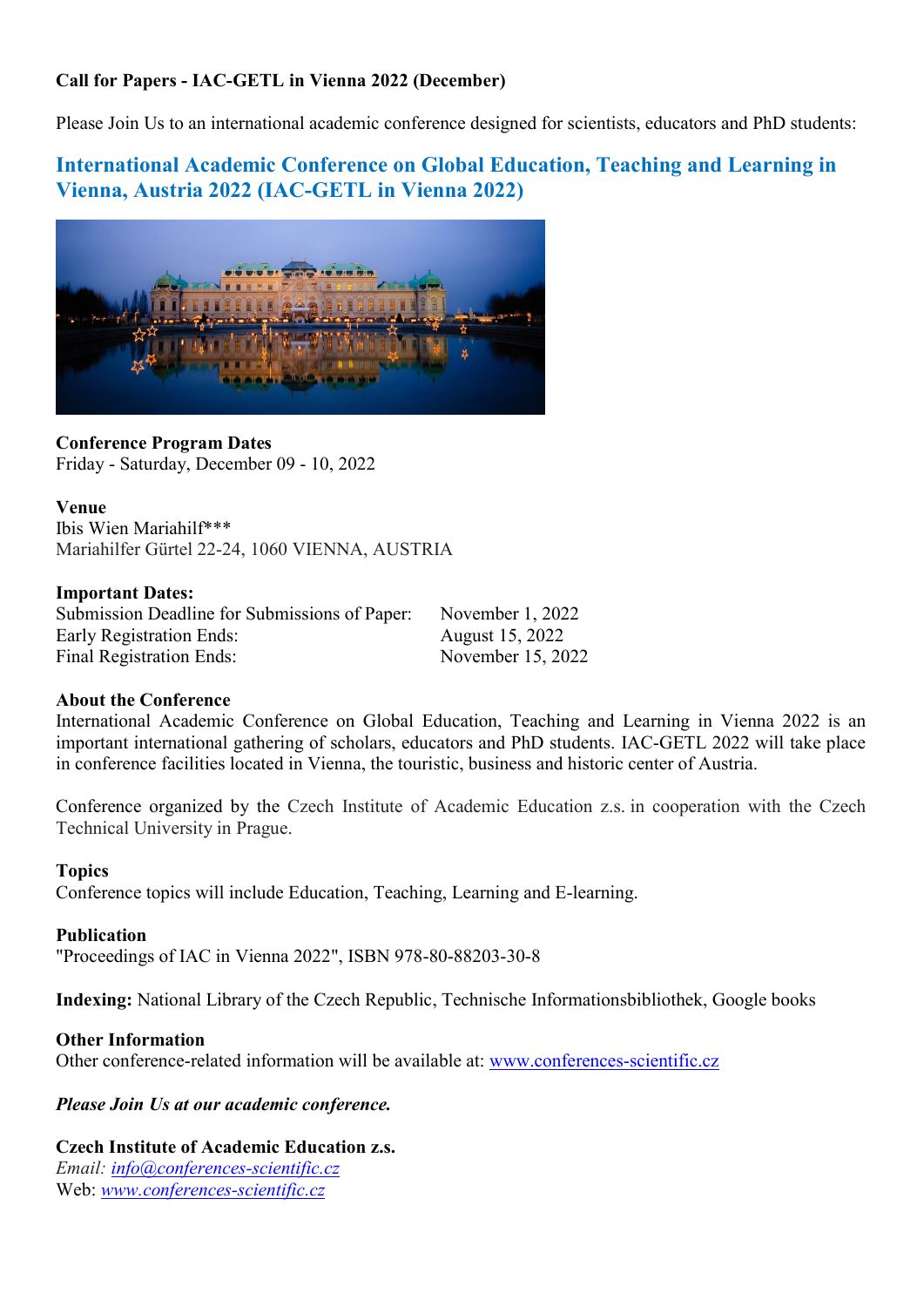**Call for Papers - IAC-GETL in Vienna 2022 (December)**

Please Join Us to an international academic conference designed for scientists, educators and PhD students:

## International Academic Conference on Global Education, Teaching and Learning in Vienna, Austria 2022 (IAC-GETL in Vienna 2022)

**Conference Program Dates**
Friday - Saturday, December 09 - 10, 2022

**Venue**
Ibis Wien Mariahilf***
Mariahilfer Gürtel 22-24, 1060 VIENNA, AUSTRIA

**Important Dates:**

| | |
|---|---|
| Submission Deadline for Submissions of Paper: | November 1, 2022 |
| Early Registration Ends: | August 15, 2022 |
| Final Registration Ends: | November 15, 2022 |

**About the Conference**
International Academic Conference on Global Education, Teaching and Learning in Vienna 2022 is an important international gathering of scholars, educators and PhD students. IAC-GETL 2022 will take place in conference facilities located in Vienna, the touristic, business and historic center of Austria.

Conference organized by the Czech Institute of Academic Education z.s. in cooperation with the Czech Technical University in Prague.

**Topics**
Conference topics will include Education, Teaching, Learning and E-learning.

**Publication**
"Proceedings of IAC in Vienna 2022", ISBN 978-80-88203-30-8

**Indexing:** National Library of the Czech Republic, Technische Informationsbibliothek, Google books

**Other Information**
Other conference-related information will be available at: [www.conferences-scientific.cz](www.conferences-scientific.cz)

***Please Join Us at our academic conference.***

**Czech Institute of Academic Education z.s.**
*Email: [info@conferences-scientific.cz](mailto:info@conferences-scientific.cz)*
Web: *[www.conferences-scientific.cz](www.conferences-scientific.cz)*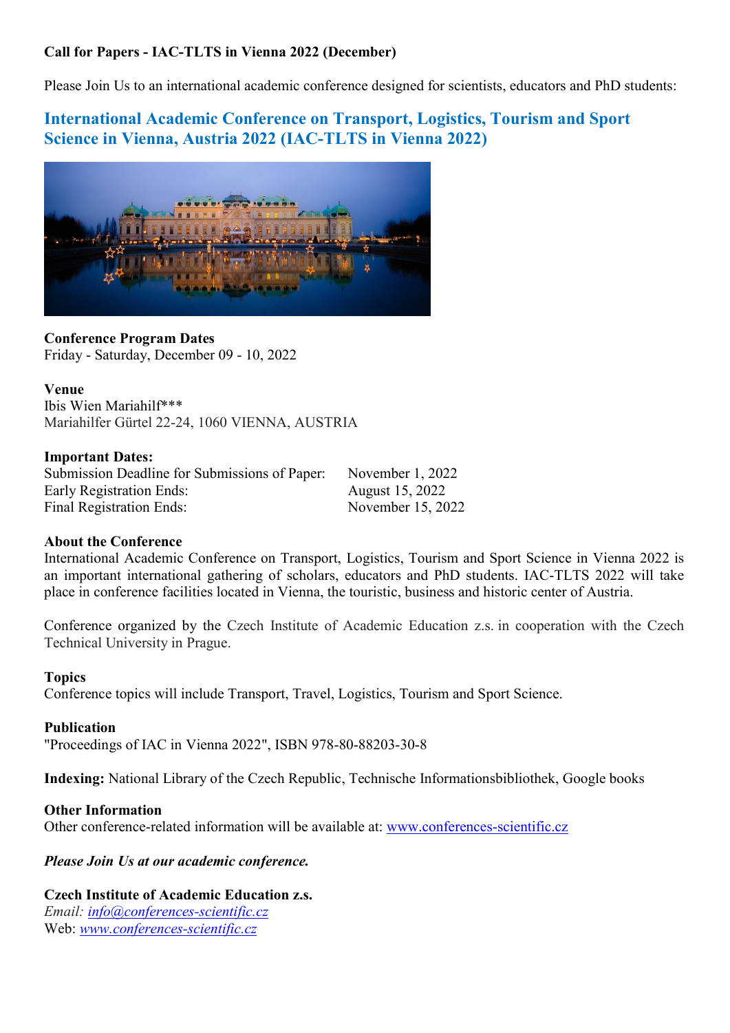**Call for Papers - IAC-TLTS in Vienna 2022 (December)**

Please Join Us to an international academic conference designed for scientists, educators and PhD students:

## International Academic Conference on Transport, Logistics, Tourism and Sport Science in Vienna, Austria 2022 (IAC-TLTS in Vienna 2022)

**Conference Program Dates**
Friday - Saturday, December 09 - 10, 2022

**Venue**
Ibis Wien Mariahilf***
Mariahilfer Gürtel 22-24, 1060 VIENNA, AUSTRIA

**Important Dates:**

| | |
|---|---|
| Submission Deadline for Submissions of Paper: | November 1, 2022 |
| Early Registration Ends: | August 15, 2022 |
| Final Registration Ends: | November 15, 2022 |

**About the Conference**
International Academic Conference on Transport, Logistics, Tourism and Sport Science in Vienna 2022 is an important international gathering of scholars, educators and PhD students. IAC-TLTS 2022 will take place in conference facilities located in Vienna, the touristic, business and historic center of Austria.

Conference organized by the Czech Institute of Academic Education z.s. in cooperation with the Czech Technical University in Prague.

**Topics**
Conference topics will include Transport, Travel, Logistics, Tourism and Sport Science.

**Publication**
"Proceedings of IAC in Vienna 2022", ISBN 978-80-88203-30-8

**Indexing:** National Library of the Czech Republic, Technische Informationsbibliothek, Google books

**Other Information**
Other conference-related information will be available at: www.conferences-scientific.cz

***Please Join Us at our academic conference.***

**Czech Institute of Academic Education z.s.**
*Email: info@conferences-scientific.cz*
Web: *www.conferences-scientific.cz*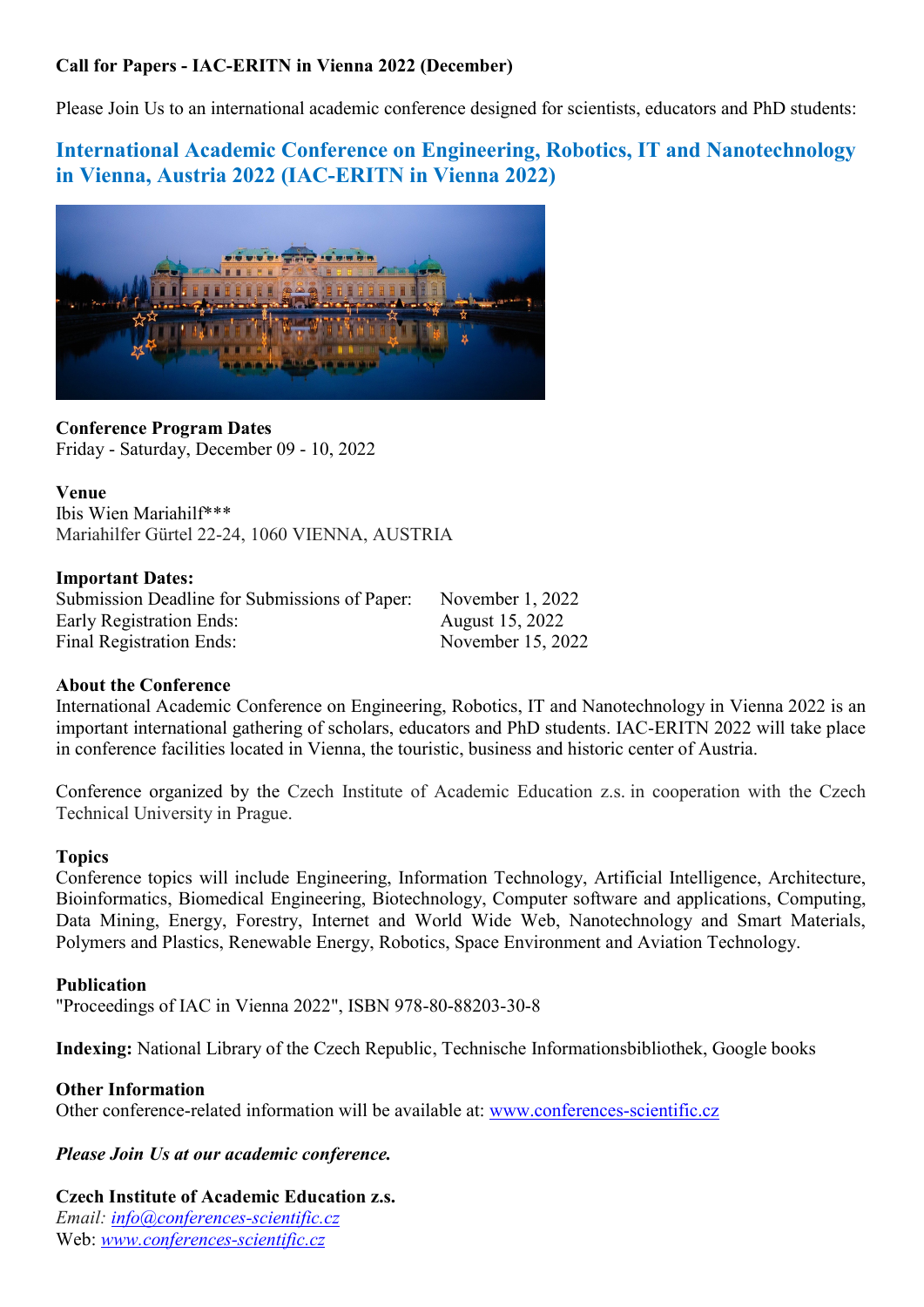**Call for Papers - IAC-ERITN in Vienna 2022 (December)**

Please Join Us to an international academic conference designed for scientists, educators and PhD students:

## International Academic Conference on Engineering, Robotics, IT and Nanotechnology in Vienna, Austria 2022 (IAC-ERITN in Vienna 2022)

**Conference Program Dates**
Friday - Saturday, December 09 - 10, 2022

**Venue**
Ibis Wien Mariahilf***
Mariahilfer Gürtel 22-24, 1060 VIENNA, AUSTRIA

**Important Dates:**

| | |
|---|---|
| Submission Deadline for Submissions of Paper: | November 1, 2022 |
| Early Registration Ends: | August 15, 2022 |
| Final Registration Ends: | November 15, 2022 |

**About the Conference**
International Academic Conference on Engineering, Robotics, IT and Nanotechnology in Vienna 2022 is an important international gathering of scholars, educators and PhD students. IAC-ERITN 2022 will take place in conference facilities located in Vienna, the touristic, business and historic center of Austria.

Conference organized by the Czech Institute of Academic Education z.s. in cooperation with the Czech Technical University in Prague.

**Topics**
Conference topics will include Engineering, Information Technology, Artificial Intelligence, Architecture, Bioinformatics, Biomedical Engineering, Biotechnology, Computer software and applications, Computing, Data Mining, Energy, Forestry, Internet and World Wide Web, Nanotechnology and Smart Materials, Polymers and Plastics, Renewable Energy, Robotics, Space Environment and Aviation Technology.

**Publication**
"Proceedings of IAC in Vienna 2022", ISBN 978-80-88203-30-8

**Indexing:** National Library of the Czech Republic, Technische Informationsbibliothek, Google books

**Other Information**
Other conference-related information will be available at: www.conferences-scientific.cz

***Please Join Us at our academic conference.***

**Czech Institute of Academic Education z.s.**
*Email: info@conferences-scientific.cz*
Web: *www.conferences-scientific.cz*